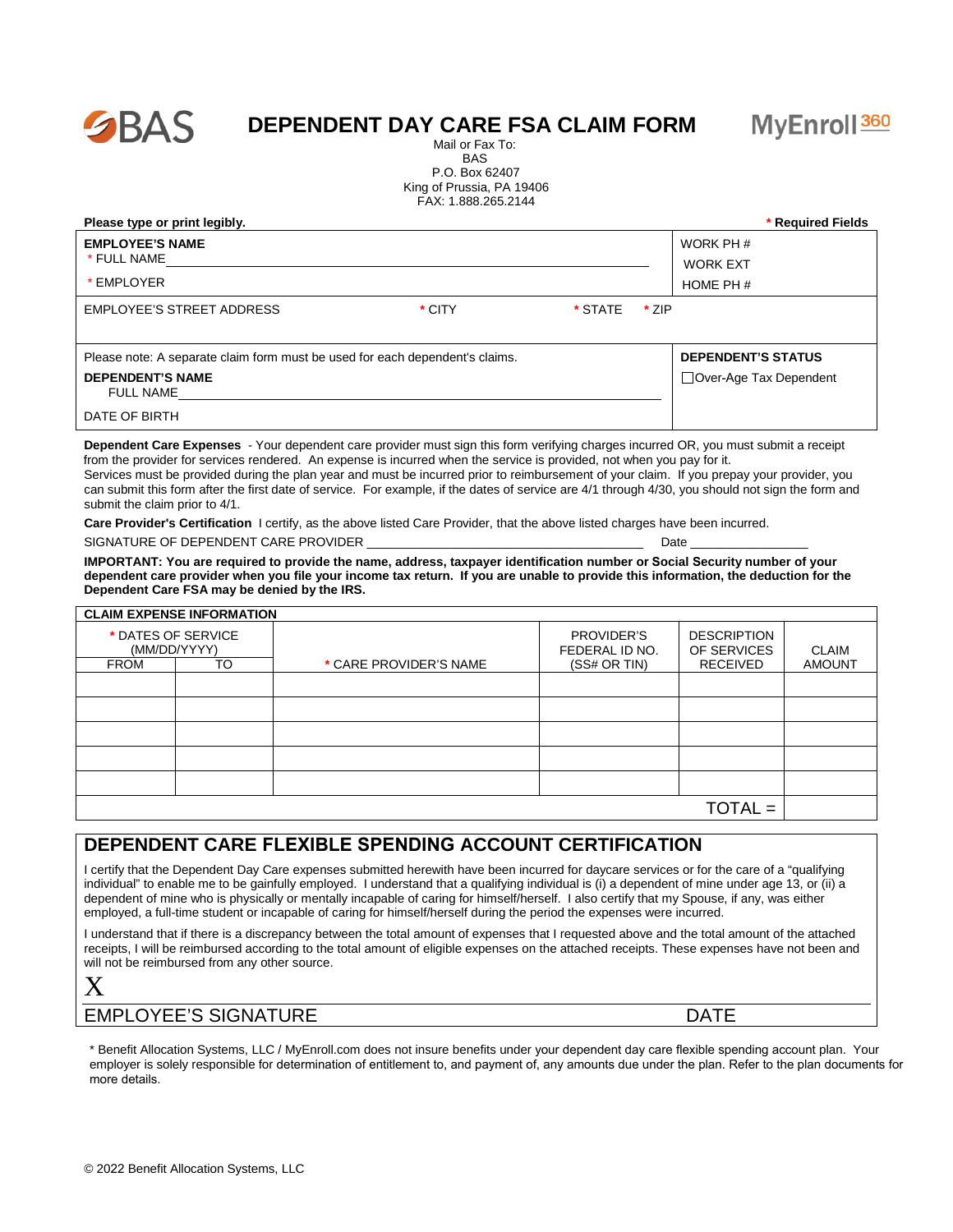# DEPENDENT DAY CARE FSA CLAIM FORM

Mail or Fax To:
BAS
P.O. Box 62407
King of Prussia, PA 19406
FAX: 1.888.265.2144

**Please type or print legibly.** **\* Required Fields**

**EMPLOYEE'S NAME**
\* FULL NAME ____________________

\* EMPLOYER

WORK PH #
WORK EXT
HOME PH #

EMPLOYEE'S STREET ADDRESS \* CITY \* STATE \* ZIP

Please note: A separate claim form must be used for each dependent's claims.

**DEPENDENT'S NAME**
FULL NAME ____________________

DATE OF BIRTH

**DEPENDENT'S STATUS**
☐ Over-Age Tax Dependent

**Dependent Care Expenses** - Your dependent care provider must sign this form verifying charges incurred OR, you must submit a receipt from the provider for services rendered. An expense is incurred when the service is provided, not when you pay for it.
Services must be provided during the plan year and must be incurred prior to reimbursement of your claim. If you prepay your provider, you can submit this form after the first date of service. For example, if the dates of service are 4/1 through 4/30, you should not sign the form and submit the claim prior to 4/1.

**Care Provider's Certification** I certify, as the above listed Care Provider, that the above listed charges have been incurred.

SIGNATURE OF DEPENDENT CARE PROVIDER ____________________ Date ____________

**IMPORTANT: You are required to provide the name, address, taxpayer identification number or Social Security number of your dependent care provider when you file your income tax return. If you are unable to provide this information, the deduction for the Dependent Care FSA may be denied by the IRS.**

**CLAIM EXPENSE INFORMATION**

| \* DATES OF SERVICE (MM/DD/YYYY) FROM | TO | \* CARE PROVIDER'S NAME | PROVIDER'S FEDERAL ID NO. (SS# OR TIN) | DESCRIPTION OF SERVICES RECEIVED | CLAIM AMOUNT |
|---|---|---|---|---|---|
| | | | | | |
| | | | | | |
| | | | | | |
| | | | | | |
| | | | | | |
| | | | | TOTAL = | |

## DEPENDENT CARE FLEXIBLE SPENDING ACCOUNT CERTIFICATION

I certify that the Dependent Day Care expenses submitted herewith have been incurred for daycare services or for the care of a "qualifying individual" to enable me to be gainfully employed. I understand that a qualifying individual is (i) a dependent of mine under age 13, or (ii) a dependent of mine who is physically or mentally incapable of caring for himself/herself. I also certify that my Spouse, if any, was either employed, a full-time student or incapable of caring for himself/herself during the period the expenses were incurred.

I understand that if there is a discrepancy between the total amount of expenses that I requested above and the total amount of the attached receipts, I will be reimbursed according to the total amount of eligible expenses on the attached receipts. These expenses have not been and will not be reimbursed from any other source.

X ____________________

EMPLOYEE'S SIGNATURE DATE

\* Benefit Allocation Systems, LLC / MyEnroll.com does not insure benefits under your dependent day care flexible spending account plan. Your employer is solely responsible for determination of entitlement to, and payment of, any amounts due under the plan. Refer to the plan documents for more details.

© 2022 Benefit Allocation Systems, LLC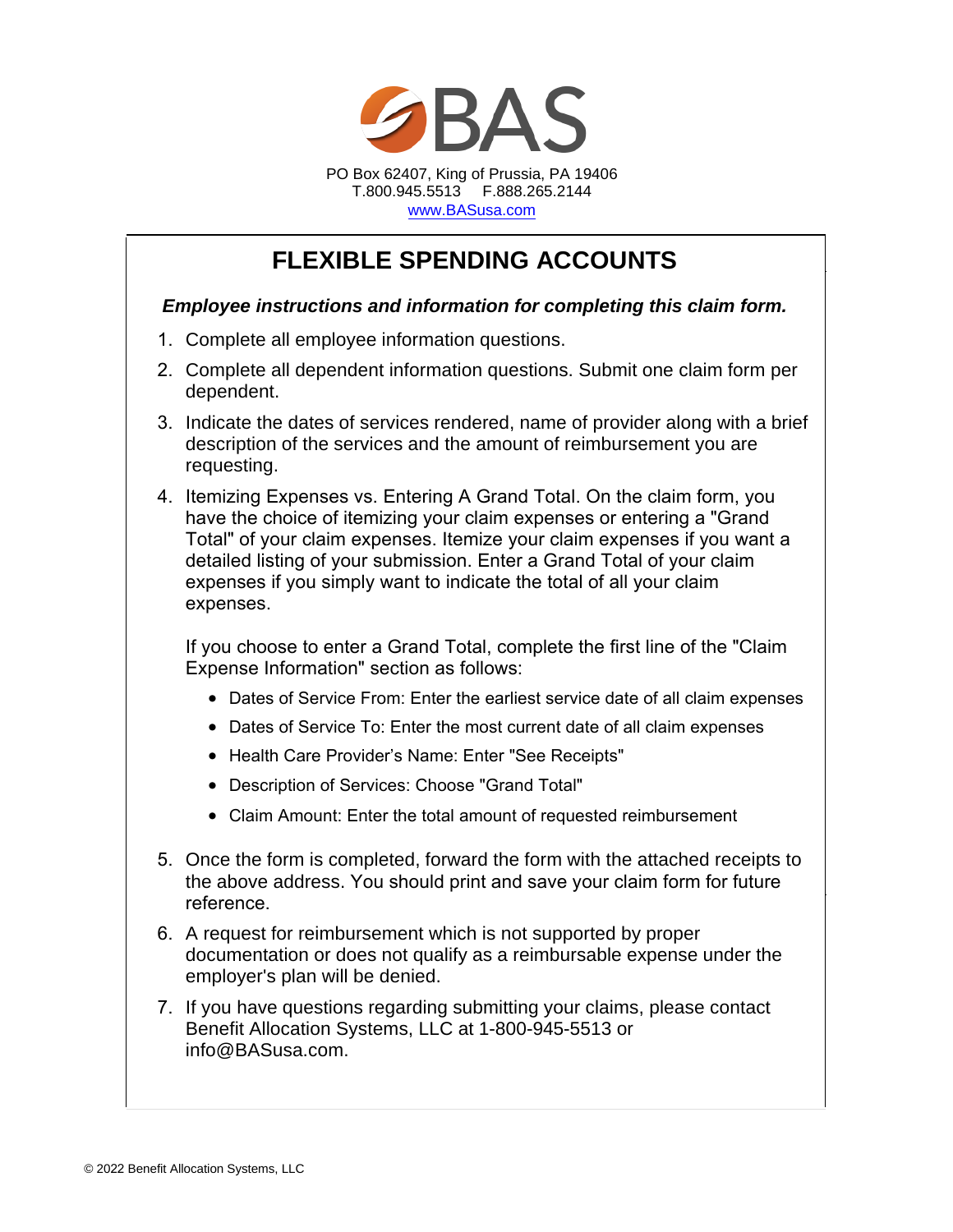BAS

PO Box 62407, King of Prussia, PA 19406
T.800.945.5513 F.888.265.2144
www.BASusa.com

# FLEXIBLE SPENDING ACCOUNTS

***Employee instructions and information for completing this claim form.***

1. Complete all employee information questions.
2. Complete all dependent information questions. Submit one claim form per dependent.
3. Indicate the dates of services rendered, name of provider along with a brief description of the services and the amount of reimbursement you are requesting.
4. Itemizing Expenses vs. Entering A Grand Total. On the claim form, you have the choice of itemizing your claim expenses or entering a "Grand Total" of your claim expenses. Itemize your claim expenses if you want a detailed listing of your submission. Enter a Grand Total of your claim expenses if you simply want to indicate the total of all your claim expenses.

   If you choose to enter a Grand Total, complete the first line of the "Claim Expense Information" section as follows:

   - Dates of Service From: Enter the earliest service date of all claim expenses
   - Dates of Service To: Enter the most current date of all claim expenses
   - Health Care Provider's Name: Enter "See Receipts"
   - Description of Services: Choose "Grand Total"
   - Claim Amount: Enter the total amount of requested reimbursement

5. Once the form is completed, forward the form with the attached receipts to the above address. You should print and save your claim form for future reference.
6. A request for reimbursement which is not supported by proper documentation or does not qualify as a reimbursable expense under the employer's plan will be denied.
7. If you have questions regarding submitting your claims, please contact Benefit Allocation Systems, LLC at 1-800-945-5513 or info@BASusa.com.

© 2022 Benefit Allocation Systems, LLC